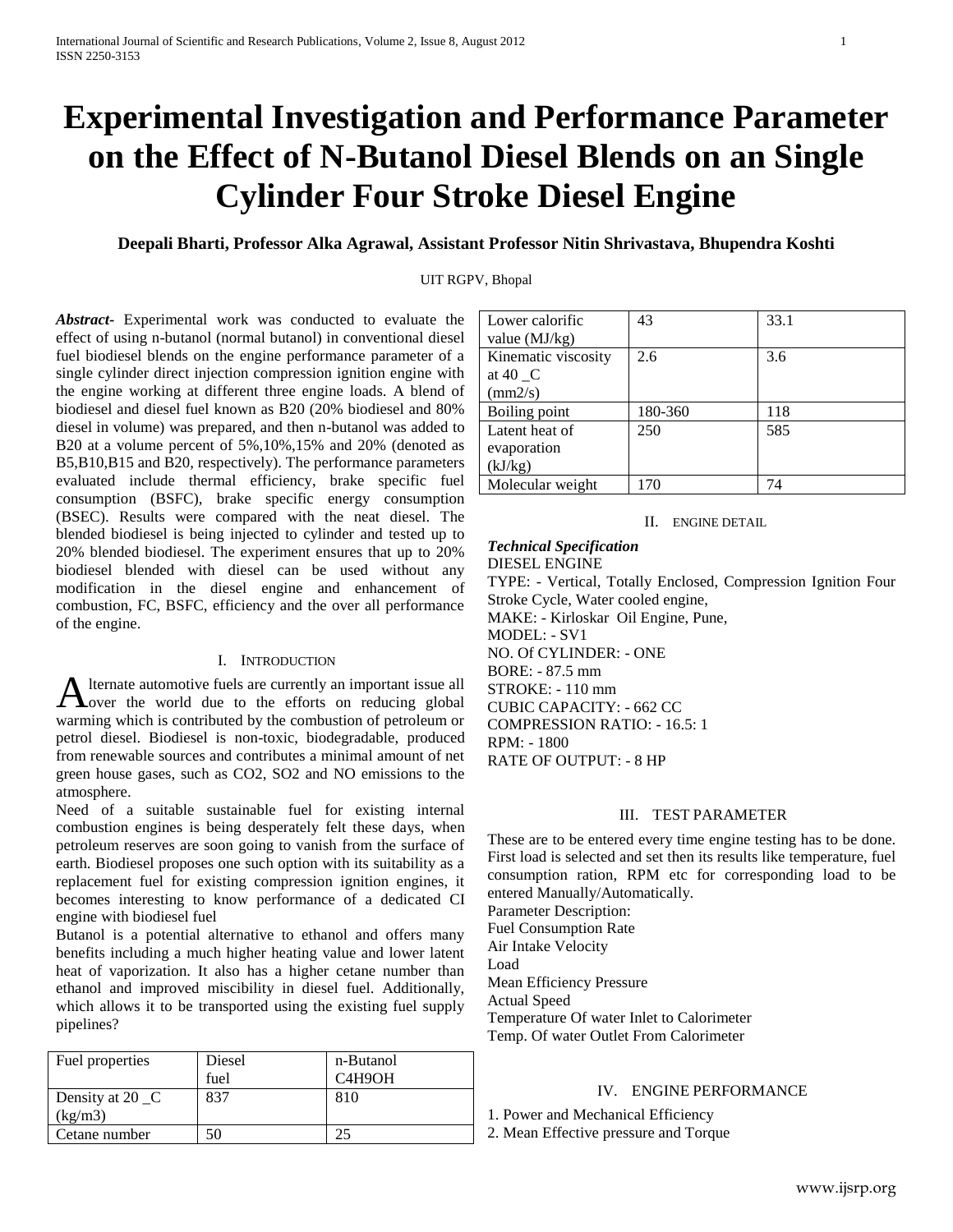# Experimental Investigation and Performance Parameter on the Effect of N-Butanol Diesel Blends on an Single Cylinder Four Stroke Diesel Engine

**Deepali Bharti, Professor Alka Agrawal, Assistant Professor Nitin Shrivastava, Bhupendra Koshti**

UIT RGPV, Bhopal

***Abstract-*** Experimental work was conducted to evaluate the effect of using n-butanol (normal butanol) in conventional diesel fuel biodiesel blends on the engine performance parameter of a single cylinder direct injection compression ignition engine with the engine working at different three engine loads. A blend of biodiesel and diesel fuel known as B20 (20% biodiesel and 80% diesel in volume) was prepared, and then n-butanol was added to B20 at a volume percent of 5%,10%,15% and 20% (denoted as B5,B10,B15 and B20, respectively). The performance parameters evaluated include thermal efficiency, brake specific fuel consumption (BSFC), brake specific energy consumption (BSEC). Results were compared with the neat diesel. The blended biodiesel is being injected to cylinder and tested up to 20% blended biodiesel. The experiment ensures that up to 20% biodiesel blended with diesel can be used without any modification in the diesel engine and enhancement of combustion, FC, BSFC, efficiency and the over all performance of the engine.

## I. Introduction

Alternate automotive fuels are currently an important issue all over the world due to the efforts on reducing global warming which is contributed by the combustion of petroleum or petrol diesel. Biodiesel is non-toxic, biodegradable, produced from renewable sources and contributes a minimal amount of net green house gases, such as $CO_2$, $SO_2$ and NO emissions to the atmosphere.

Need of a suitable sustainable fuel for existing internal combustion engines is being desperately felt these days, when petroleum reserves are soon going to vanish from the surface of earth. Biodiesel proposes one such option with its suitability as a replacement fuel for existing compression ignition engines, it becomes interesting to know performance of a dedicated CI engine with biodiesel fuel

Butanol is a potential alternative to ethanol and offers many benefits including a much higher heating value and lower latent heat of vaporization. It also has a higher cetane number than ethanol and improved miscibility in diesel fuel. Additionally, which allows it to be transported using the existing fuel supply pipelines?

| Fuel properties | Diesel fuel | n-Butanol $C_4H_9OH$ |
|---|---|---|
| Density at 20 _C (kg/m3) | 837 | 810 |
| Cetane number | 50 | 25 |
| Lower calorific value (MJ/kg) | 43 | 33.1 |
| Kinematic viscosity at 40 _C (mm2/s) | 2.6 | 3.6 |
| Boiling point | 180-360 | 118 |
| Latent heat of evaporation (kJ/kg) | 250 | 585 |
| Molecular weight | 170 | 74 |

## II. Engine Detail

***Technical Specification***

DIESEL ENGINE

TYPE: - Vertical, Totally Enclosed, Compression Ignition Four Stroke Cycle, Water cooled engine,

MAKE: - Kirloskar Oil Engine, Pune,

MODEL: - SV1

NO. Of CYLINDER: - ONE

BORE: - 87.5 mm

STROKE: - 110 mm

CUBIC CAPACITY: - 662 CC

COMPRESSION RATIO: - 16.5: 1

RPM: - 1800

RATE OF OUTPUT: - 8 HP

## III. Test Parameter

These are to be entered every time engine testing has to be done. First load is selected and set then its results like temperature, fuel consumption ration, RPM etc for corresponding load to be entered Manually/Automatically.

Parameter Description:

Fuel Consumption Rate

Air Intake Velocity

Load

Mean Efficiency Pressure

Actual Speed

Temperature Of water Inlet to Calorimeter

Temp. Of water Outlet From Calorimeter

## IV. Engine Performance

1. Power and Mechanical Efficiency
2. Mean Effective pressure and Torque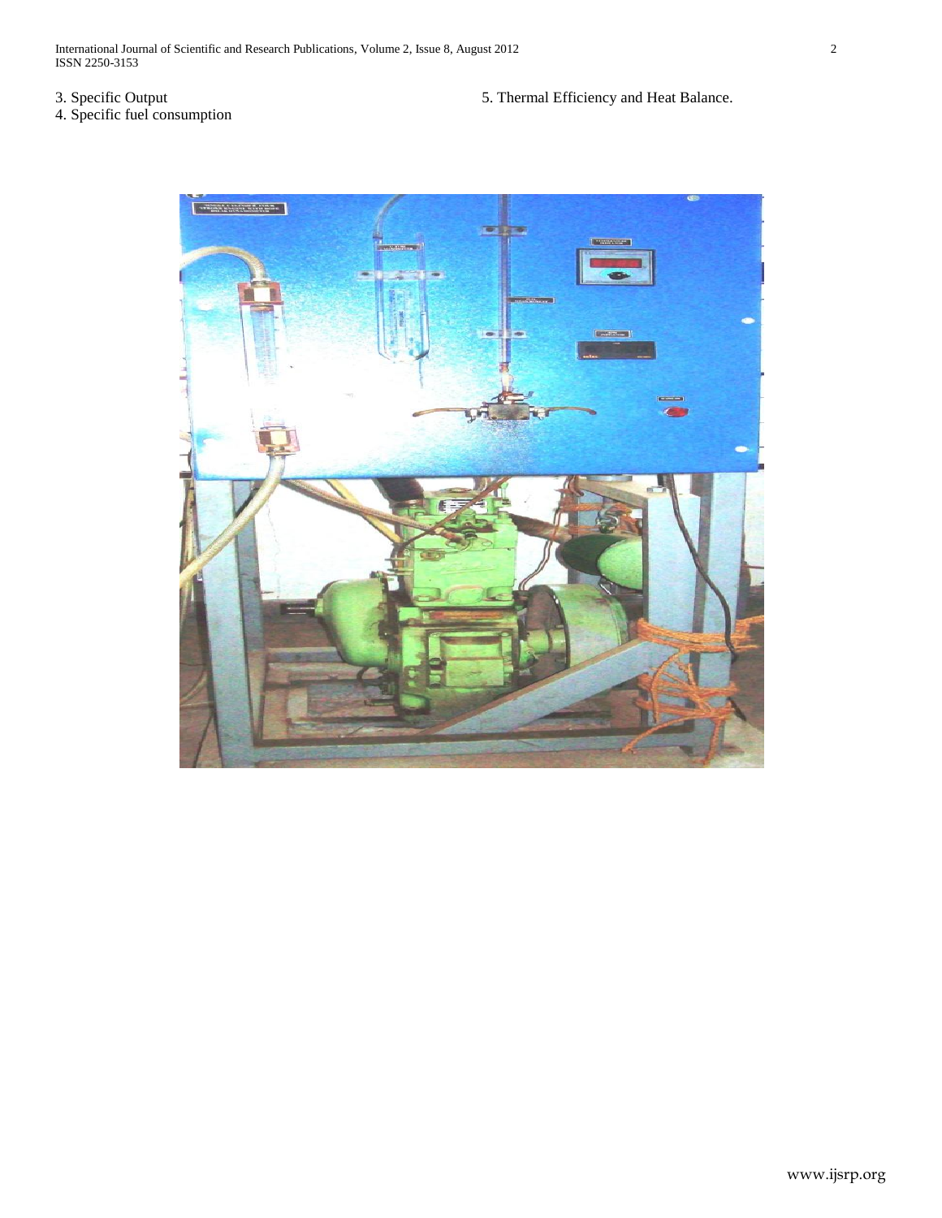3. Specific Output
4. Specific fuel consumption
5. Thermal Efficiency and Heat Balance.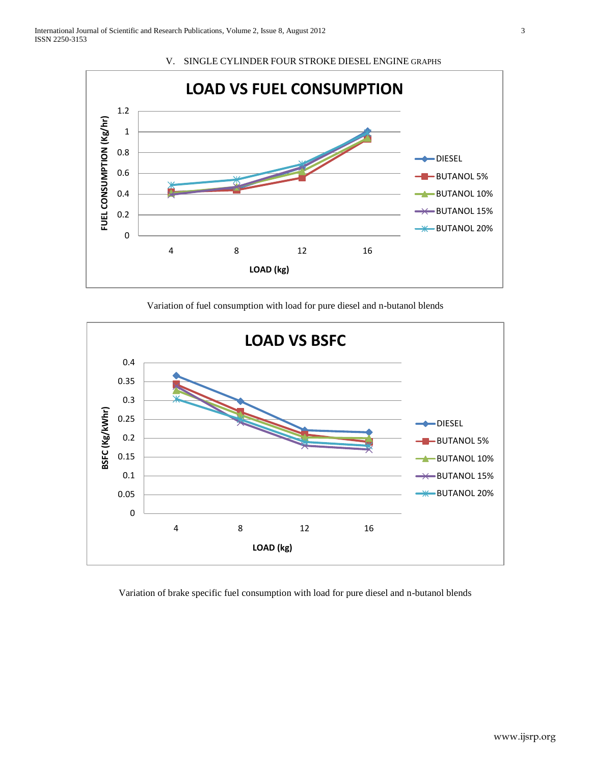## V. SINGLE CYLINDER FOUR STROKE DIESEL ENGINE GRAPHS

Variation of fuel consumption with load for pure diesel and n-butanol blends

Variation of brake specific fuel consumption with load for pure diesel and n-butanol blends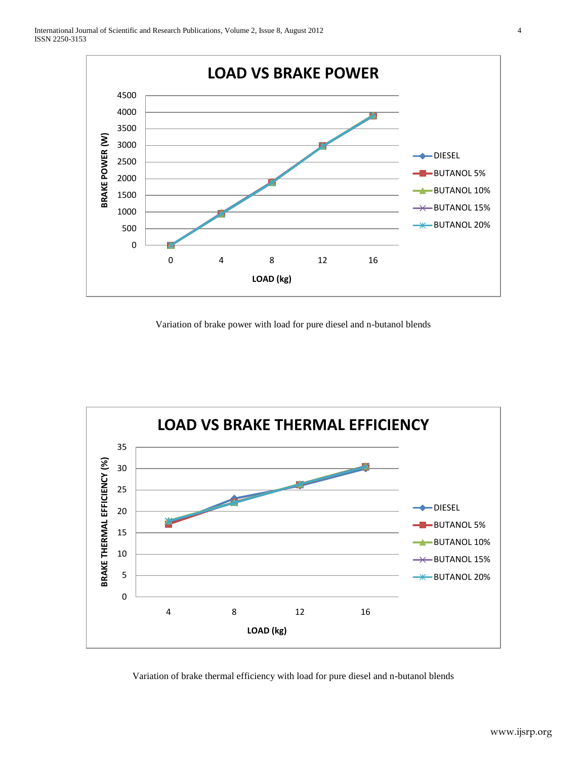Variation of brake power with load for pure diesel and n-butanol blends

Variation of brake thermal efficiency with load for pure diesel and n-butanol blends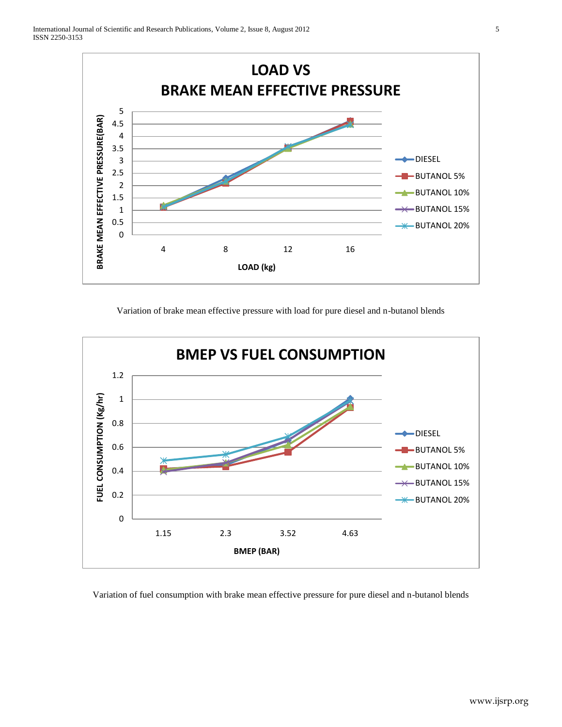Variation of brake mean effective pressure with load for pure diesel and n-butanol blends

Variation of fuel consumption with brake mean effective pressure for pure diesel and n-butanol blends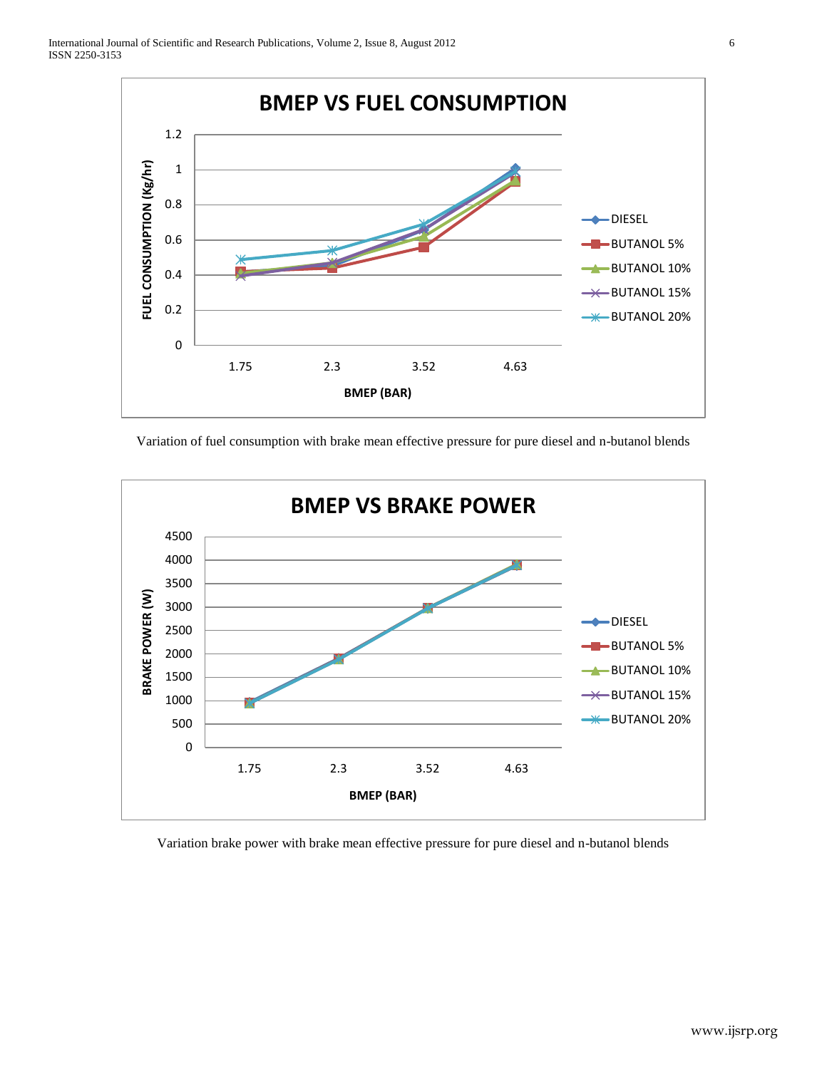Variation of fuel consumption with brake mean effective pressure for pure diesel and n-butanol blends

Variation brake power with brake mean effective pressure for pure diesel and n-butanol blends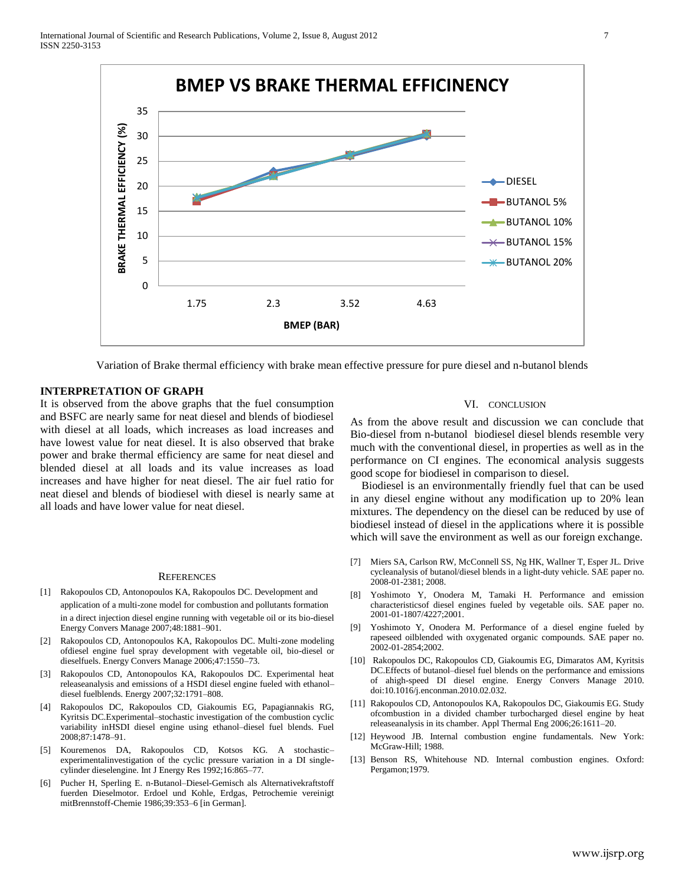Variation of Brake thermal efficiency with brake mean effective pressure for pure diesel and n-butanol blends

### INTERPRETATION OF GRAPH

It is observed from the above graphs that the fuel consumption and BSFC are nearly same for neat diesel and blends of biodiesel with diesel at all loads, which increases as load increases and have lowest value for neat diesel. It is also observed that brake power and brake thermal efficiency are same for neat diesel and blended diesel at all loads and its value increases as load increases and have higher for neat diesel. The air fuel ratio for neat diesel and blends of biodiesel with diesel is nearly same at all loads and have lower value for neat diesel.

## VI. CONCLUSION

As from the above result and discussion we can conclude that Bio-diesel from n-butanol biodiesel diesel blends resemble very much with the conventional diesel, in properties as well as in the performance on CI engines. The economical analysis suggests good scope for biodiesel in comparison to diesel.

Biodiesel is an environmentally friendly fuel that can be used in any diesel engine without any modification up to 20% lean mixtures. The dependency on the diesel can be reduced by use of biodiesel instead of diesel in the applications where it is possible which will save the environment as well as our foreign exchange.

## REFERENCES

[1] Rakopoulos CD, Antonopoulos KA, Rakopoulos DC. Development and application of a multi-zone model for combustion and pollutants formation in a direct injection diesel engine running with vegetable oil or its bio-diesel Energy Convers Manage 2007;48:1881–901.

[2] Rakopoulos CD, Antonopoulos KA, Rakopoulos DC. Multi-zone modeling ofdiesel engine fuel spray development with vegetable oil, bio-diesel or dieselfuels. Energy Convers Manage 2006;47:1550–73.

[3] Rakopoulos CD, Antonopoulos KA, Rakopoulos DC. Experimental heat releaseanalysis and emissions of a HSDI diesel engine fueled with ethanol–diesel fuelblends. Energy 2007;32:1791–808.

[4] Rakopoulos DC, Rakopoulos CD, Giakoumis EG, Papagiannakis RG, Kyritsis DC.Experimental–stochastic investigation of the combustion cyclic variability inHSDI diesel engine using ethanol–diesel fuel blends. Fuel 2008;87:1478–91.

[5] Kouremenos DA, Rakopoulos CD, Kotsos KG. A stochastic–experimentalinvestigation of the cyclic pressure variation in a DI single-cylinder dieselengine. Int J Energy Res 1992;16:865–77.

[6] Pucher H, Sperling E. n-Butanol–Diesel-Gemisch als Alternativekraftstoff fuerden Dieselmotor. Erdoel und Kohle, Erdgas, Petrochemie vereinigt mitBrennstoff-Chemie 1986;39:353–6 [in German].

[7] Miers SA, Carlson RW, McConnell SS, Ng HK, Wallner T, Esper JL. Drive cycleanalysis of butanol/diesel blends in a light-duty vehicle. SAE paper no. 2008-01-2381; 2008.

[8] Yoshimoto Y, Onodera M, Tamaki H. Performance and emission characteristicsof diesel engines fueled by vegetable oils. SAE paper no. 2001-01-1807/4227;2001.

[9] Yoshimoto Y, Onodera M. Performance of a diesel engine fueled by rapeseed oilblended with oxygenated organic compounds. SAE paper no. 2002-01-2854;2002.

[10] Rakopoulos DC, Rakopoulos CD, Giakoumis EG, Dimaratos AM, Kyritsis DC.Effects of butanol–diesel fuel blends on the performance and emissions of ahigh-speed DI diesel engine. Energy Convers Manage 2010. doi:10.1016/j.enconman.2010.02.032.

[11] Rakopoulos CD, Antonopoulos KA, Rakopoulos DC, Giakoumis EG. Study ofcombustion in a divided chamber turbocharged diesel engine by heat releaseanalysis in its chamber. Appl Thermal Eng 2006;26:1611–20.

[12] Heywood JB. Internal combustion engine fundamentals. New York: McGraw-Hill; 1988.

[13] Benson RS, Whitehouse ND. Internal combustion engines. Oxford: Pergamon;1979.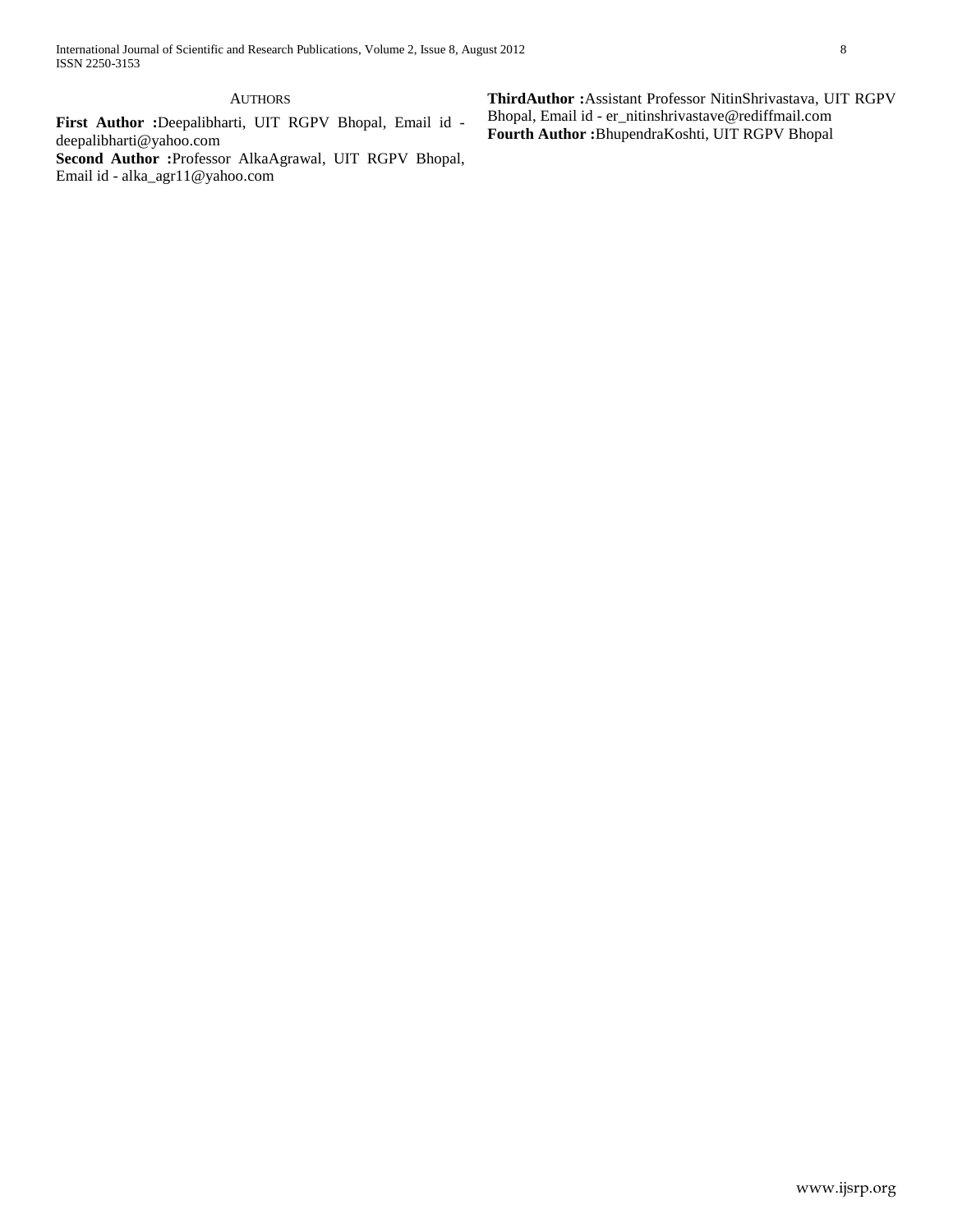## AUTHORS

**First Author :**Deepalibharti, UIT RGPV Bhopal, Email id - deepalibharti@yahoo.com

**Second Author :**Professor AlkaAgrawal, UIT RGPV Bhopal, Email id - alka_agr11@yahoo.com

**ThirdAuthor :**Assistant Professor NitinShrivastava, UIT RGPV Bhopal, Email id - er_nitinshrivastave@rediffmail.com

**Fourth Author :**BhupendraKoshti, UIT RGPV Bhopal